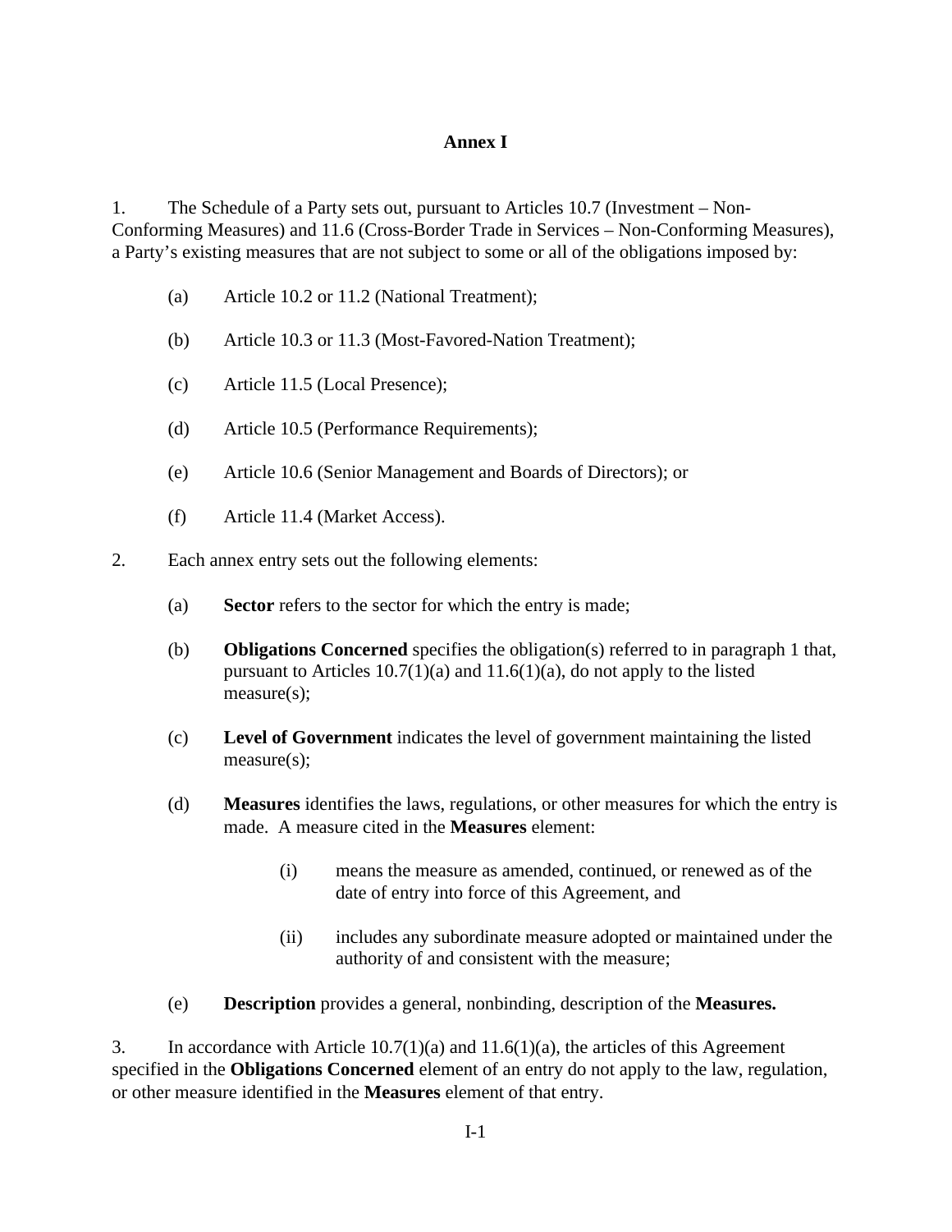# Annex I

1. The Schedule of a Party sets out, pursuant to Articles 10.7 (Investment – Non-Conforming Measures) and 11.6 (Cross-Border Trade in Services – Non-Conforming Measures), a Party's existing measures that are not subject to some or all of the obligations imposed by:

   (a) Article 10.2 or 11.2 (National Treatment);

   (b) Article 10.3 or 11.3 (Most-Favored-Nation Treatment);

   (c) Article 11.5 (Local Presence);

   (d) Article 10.5 (Performance Requirements);

   (e) Article 10.6 (Senior Management and Boards of Directors); or

   (f) Article 11.4 (Market Access).

2. Each annex entry sets out the following elements:

   (a) **Sector** refers to the sector for which the entry is made;

   (b) **Obligations Concerned** specifies the obligation(s) referred to in paragraph 1 that, pursuant to Articles 10.7(1)(a) and 11.6(1)(a), do not apply to the listed measure(s);

   (c) **Level of Government** indicates the level of government maintaining the listed measure(s);

   (d) **Measures** identifies the laws, regulations, or other measures for which the entry is made. A measure cited in the **Measures** element:

      (i) means the measure as amended, continued, or renewed as of the date of entry into force of this Agreement, and

      (ii) includes any subordinate measure adopted or maintained under the authority of and consistent with the measure;

   (e) **Description** provides a general, nonbinding, description of the **Measures.**

3. In accordance with Article 10.7(1)(a) and 11.6(1)(a), the articles of this Agreement specified in the **Obligations Concerned** element of an entry do not apply to the law, regulation, or other measure identified in the **Measures** element of that entry.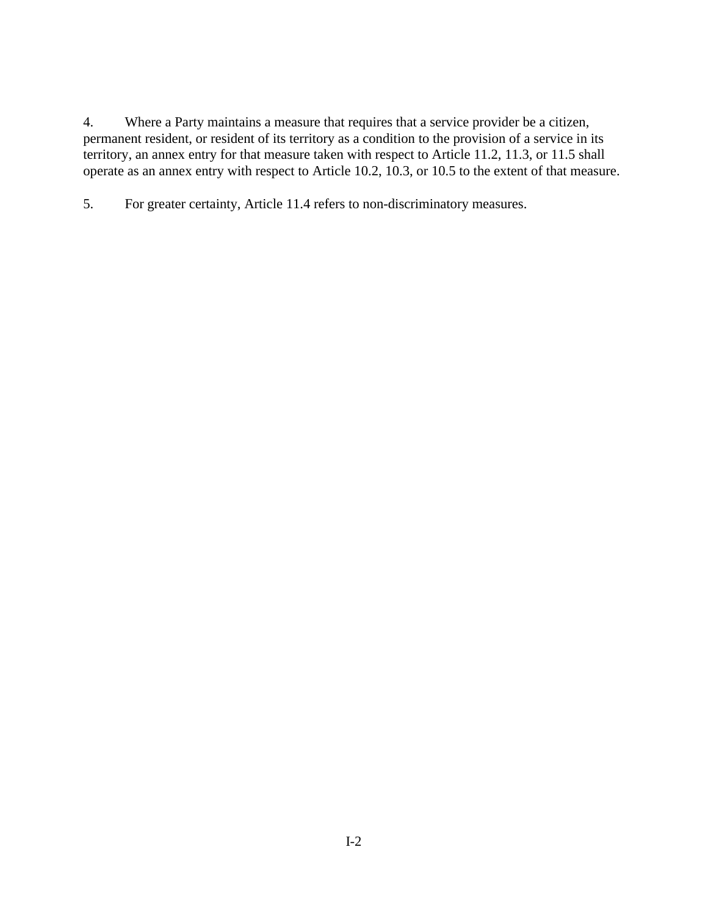4. Where a Party maintains a measure that requires that a service provider be a citizen, permanent resident, or resident of its territory as a condition to the provision of a service in its territory, an annex entry for that measure taken with respect to Article 11.2, 11.3, or 11.5 shall operate as an annex entry with respect to Article 10.2, 10.3, or 10.5 to the extent of that measure.

5. For greater certainty, Article 11.4 refers to non-discriminatory measures.